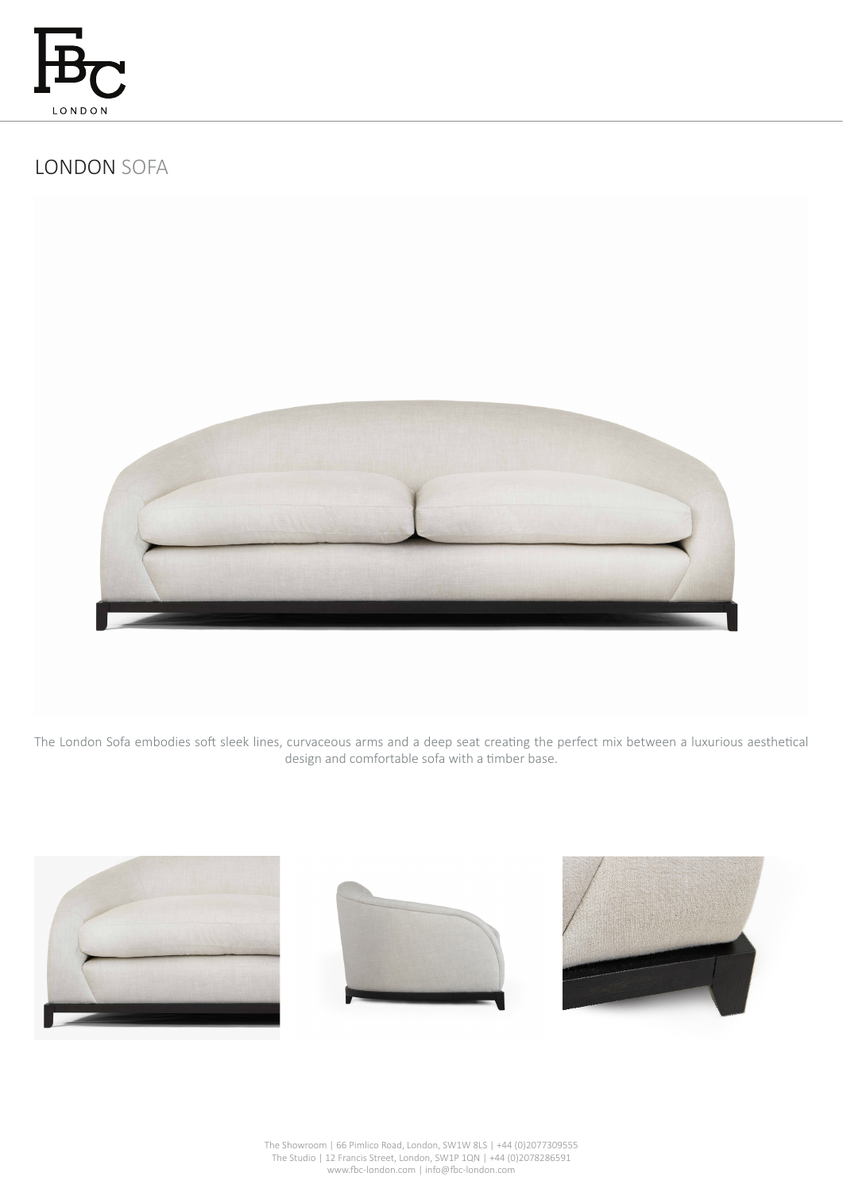# LONDON SOFA

The London Sofa embodies soft sleek lines, curvaceous arms and a deep seat creating the perfect mix between a luxurious aesthetical design and comfortable sofa with a timber base.

The Showroom | 66 Pimlico Road, London, SW1W 8LS | +44 (0)2077309555
The Studio | 12 Francis Street, London, SW1P 1QN | +44 (0)2078286591
www.fbc-london.com | info@fbc-london.com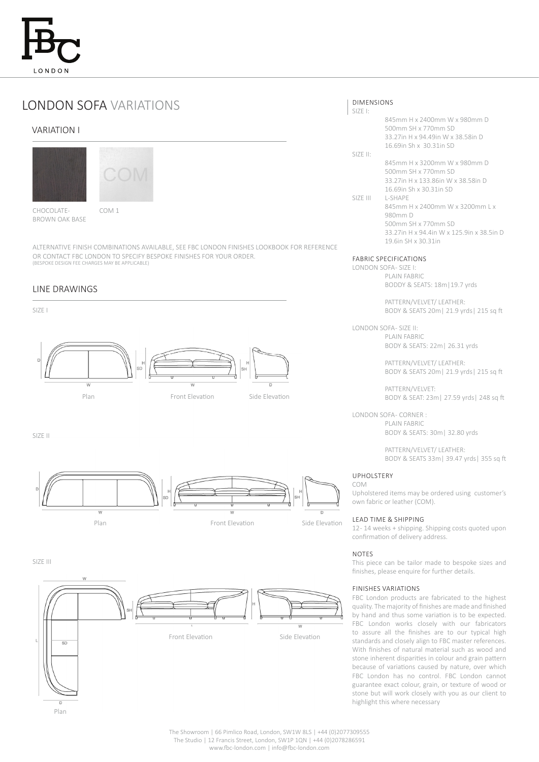# LONDON SOFA VARIATIONS

## VARIATION I

CHOCOLATE-BROWN OAK BASE

COM 1

ALTERNATIVE FINISH COMBINATIONS AVAILABLE, SEE FBC LONDON FINISHES LOOKBOOK FOR REFERENCE OR CONTACT FBC LONDON TO SPECIFY BESPOKE FINISHES FOR YOUR ORDER.
(BESPOKE DESIGN FEE CHARGES MAY BE APPLICABLE)

## LINE DRAWINGS

SIZE I

Plan

Front Elevation

Side Elevation

SIZE II

Plan

Front Elevation

Side Elevation

SIZE III

Front Elevation

Side Elevation

Plan

### DIMENSIONS

SIZE I:
845mm H x 2400mm W x 980mm D
500mm SH x 770mm SD
33.27in H x 94.49in W x 38.58in D
16.69in Sh x 30.31in SD

SIZE II:
845mm H x 3200mm W x 980mm D
500mm SH x 770mm SD
33.27in H x 133.86in W x 38.58in D
16.69in Sh x 30.31in SD

SIZE III L-SHAPE
845mm H x 2400mm W x 3200mm L x 980mm D
500mm SH x 770mm SD
33.27in H x 94.4in W x 125.9in x 38.5in D
19.6in SH x 30.31in

### FABRIC SPECIFICATIONS

LONDON SOFA- SIZE I:
PLAIN FABRIC
BODDY & SEATS: 18m|19.7 yrds

PATTERN/VELVET/ LEATHER:
BODY & SEATS 20m| 21.9 yrds| 215 sq ft

LONDON SOFA- SIZE II:
PLAIN FABRIC
BODY & SEATS: 22m| 26.31 yrds

PATTERN/VELVET/ LEATHER:
BODY & SEATS 20m| 21.9 yrds| 215 sq ft

PATTERN/VELVET:
BODY & SEAT: 23m| 27.59 yrds| 248 sq ft

LONDON SOFA- CORNER :
PLAIN FABRIC
BODY & SEATS: 30m| 32.80 yrds

PATTERN/VELVET/ LEATHER:
BODY & SEATS 33m| 39.47 yrds| 355 sq ft

### UPHOLSTERY

COM
Upholstered items may be ordered using customer's own fabric or leather (COM).

### LEAD TIME & SHIPPING

12- 14 weeks + shipping. Shipping costs quoted upon confirmation of delivery address.

### NOTES

This piece can be tailor made to bespoke sizes and finishes, please enquire for further details.

### FINISHES VARIATIONS

FBC London products are fabricated to the highest quality. The majority of finishes are made and finished by hand and thus some variation is to be expected. FBC London works closely with our fabricators to assure all the finishes are to our typical high standards and closely align to FBC master references. With finishes of natural material such as wood and stone inherent disparities in colour and grain pattern because of variations caused by nature, over which FBC London has no control. FBC London cannot guarantee exact colour, grain, or texture of wood or stone but will work closely with you as our client to highlight this where necessary

The Showroom | 66 Pimlico Road, London, SW1W 8LS | +44 (0)2077309555
The Studio | 12 Francis Street, London, SW1P 1QN | +44 (0)2078286591
www.fbc-london.com | info@fbc-london.com